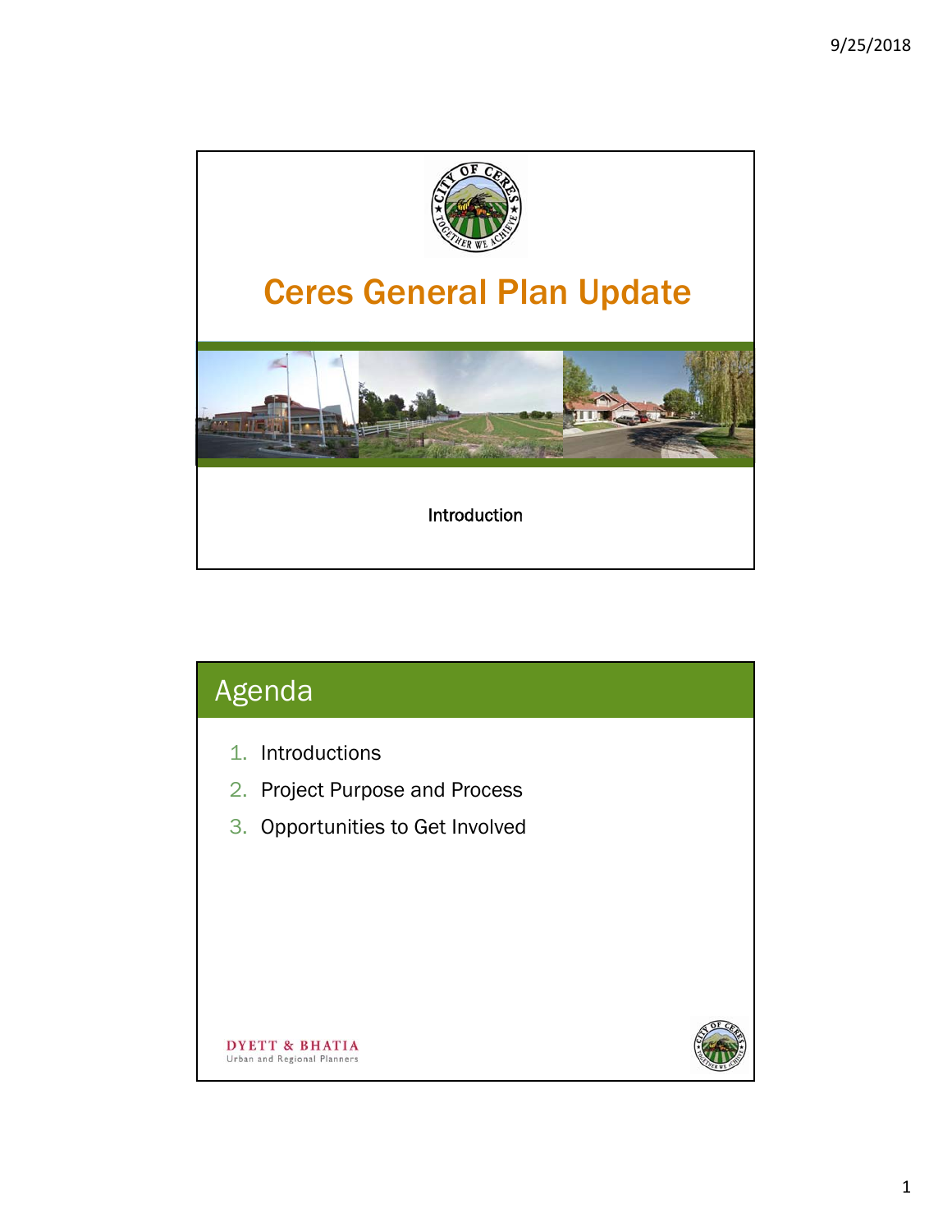# Ceres General Plan Update

Introduction

## Agenda

1. Introductions
2. Project Purpose and Process
3. Opportunities to Get Involved

DYETT & BHATIA
Urban and Regional Planners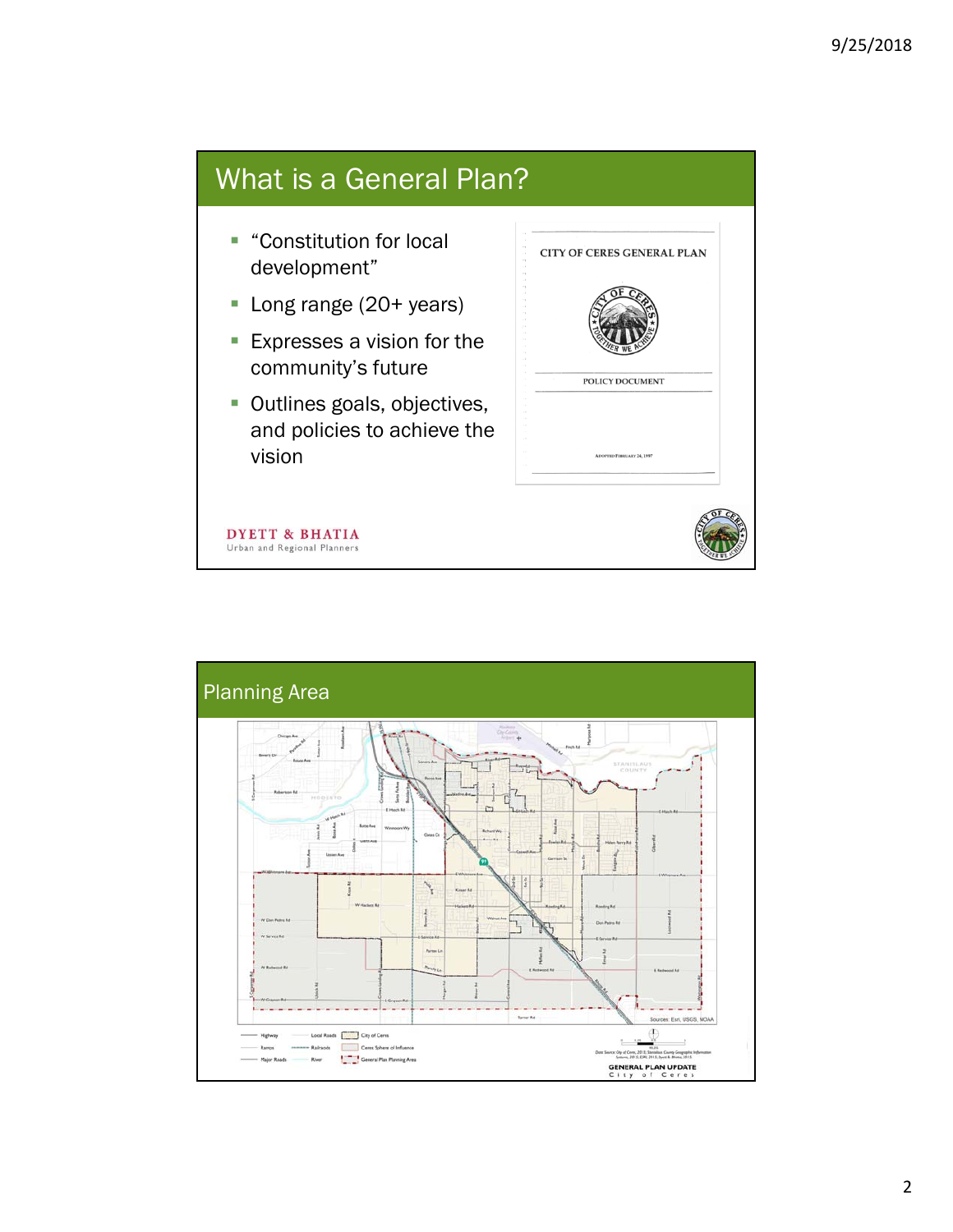## What is a General Plan?

- "Constitution for local development"
- Long range (20+ years)
- Expresses a vision for the community's future
- Outlines goals, objectives, and policies to achieve the vision

CITY OF CERES GENERAL PLAN

POLICY DOCUMENT

ADOPTED FEBRUARY 24, 1997

DYETT & BHATIA
Urban and Regional Planners

## Planning Area

Highway | Local Roads | City of Ceres
Ramps | Railroads | Ceres Sphere of Influence
Major Roads | River | General Plan Planning Area

Sources: Esri, USGS, NOAA

GENERAL PLAN UPDATE
City of Ceres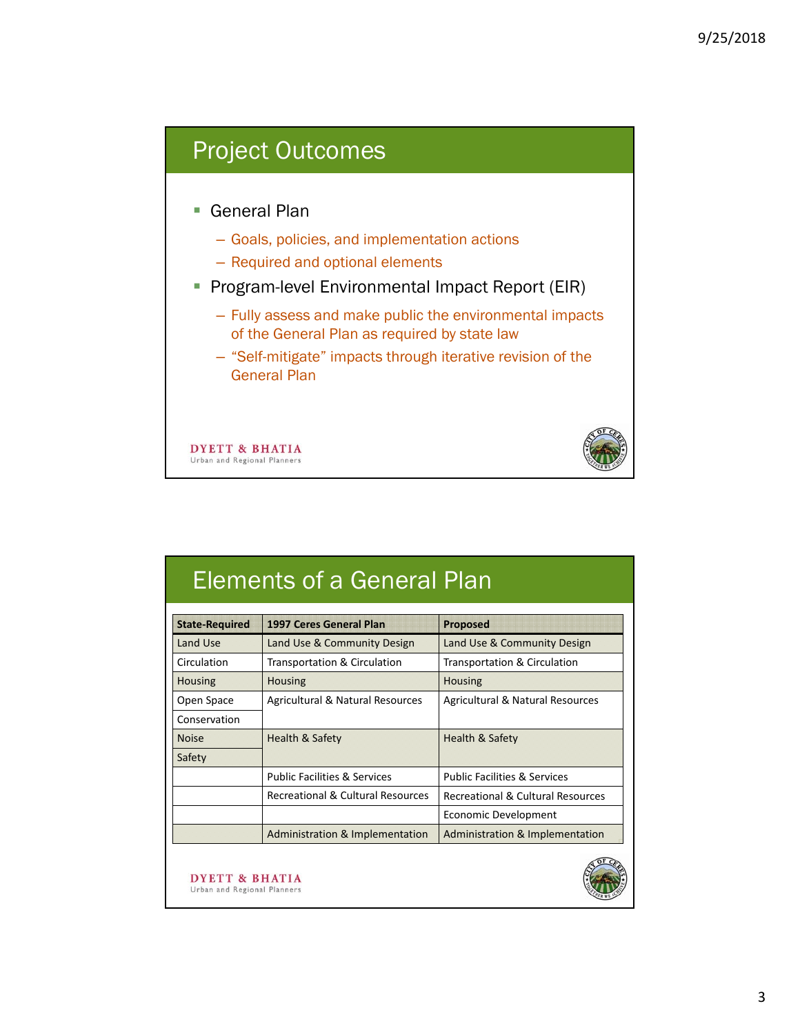## Project Outcomes

- General Plan
  - Goals, policies, and implementation actions
  - Required and optional elements
- Program-level Environmental Impact Report (EIR)
  - Fully assess and make public the environmental impacts of the General Plan as required by state law
  - “Self-mitigate” impacts through iterative revision of the General Plan

DYETT & BHATIA
Urban and Regional Planners

## Elements of a General Plan

| State-Required | 1997 Ceres General Plan | Proposed |
|---|---|---|
| Land Use | Land Use & Community Design | Land Use & Community Design |
| Circulation | Transportation & Circulation | Transportation & Circulation |
| Housing | Housing | Housing |
| Open Space | Agricultural & Natural Resources | Agricultural & Natural Resources |
| Conservation | | |
| Noise | Health & Safety | Health & Safety |
| Safety | | |
| | Public Facilities & Services | Public Facilities & Services |
| | Recreational & Cultural Resources | Recreational & Cultural Resources |
| | | Economic Development |
| | Administration & Implementation | Administration & Implementation |

DYETT & BHATIA
Urban and Regional Planners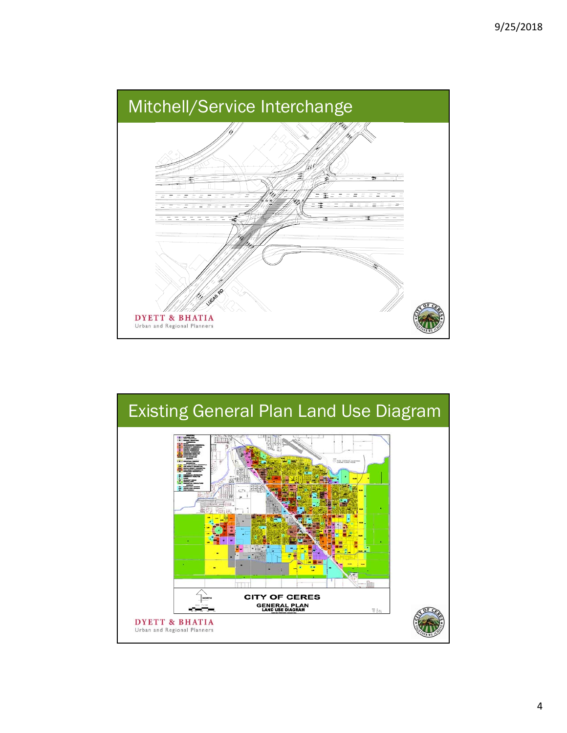## Mitchell/Service Interchange

LUCAS RD

DYETT & BHATIA
Urban and Regional Planners

## Existing General Plan Land Use Diagram

CITY OF CERES
GENERAL PLAN
LAND USE DIAGRAM

DYETT & BHATIA
Urban and Regional Planners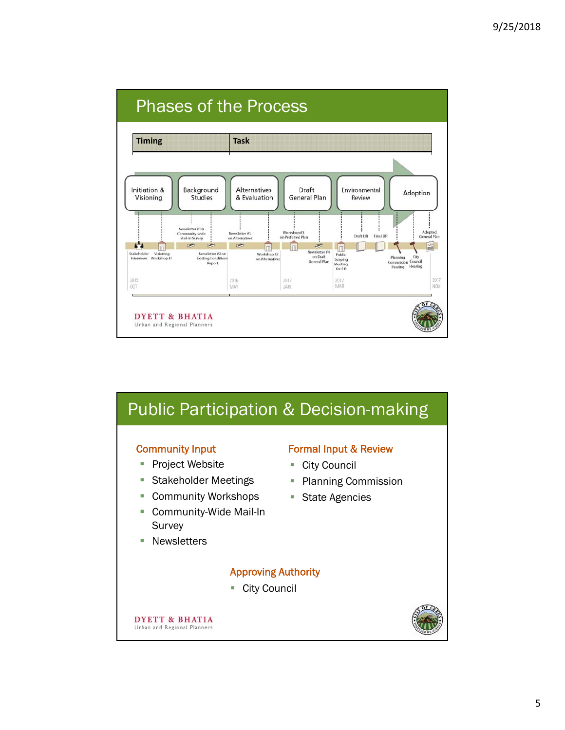## Phases of the Process

| Timing | Task |
| --- | --- |

Initiation & Visioning → Background Studies → Alternatives & Evaluation → Draft General Plan → Environmental Review → Adoption

- Stakeholder Interviews
- Visioning Workshop #1
- Newsletter #1 & Community-wide Mail-in Survey
- Newsletter #2 on Existing Conditions Report
- Newsletter #3 on Alternatives
- Workshop #2 on Alternatives
- Workshop #3 on Preferred Plan
- Newsletter #4 on Draft General Plan
- Public Scoping Meeting for EIR
- Draft EIR
- Final EIR
- Planning Commission Hearing
- City Council Hearing
- Adopted General Plan

2015 OCT — 2016 MAY — 2017 JAN — 2017 MAR — 2017 NOV

DYETT & BHATIA
Urban and Regional Planners

## Public Participation & Decision-making

### Community Input

- Project Website
- Stakeholder Meetings
- Community Workshops
- Community-Wide Mail-In Survey
- Newsletters

### Formal Input & Review

- City Council
- Planning Commission
- State Agencies

### Approving Authority

- City Council

DYETT & BHATIA
Urban and Regional Planners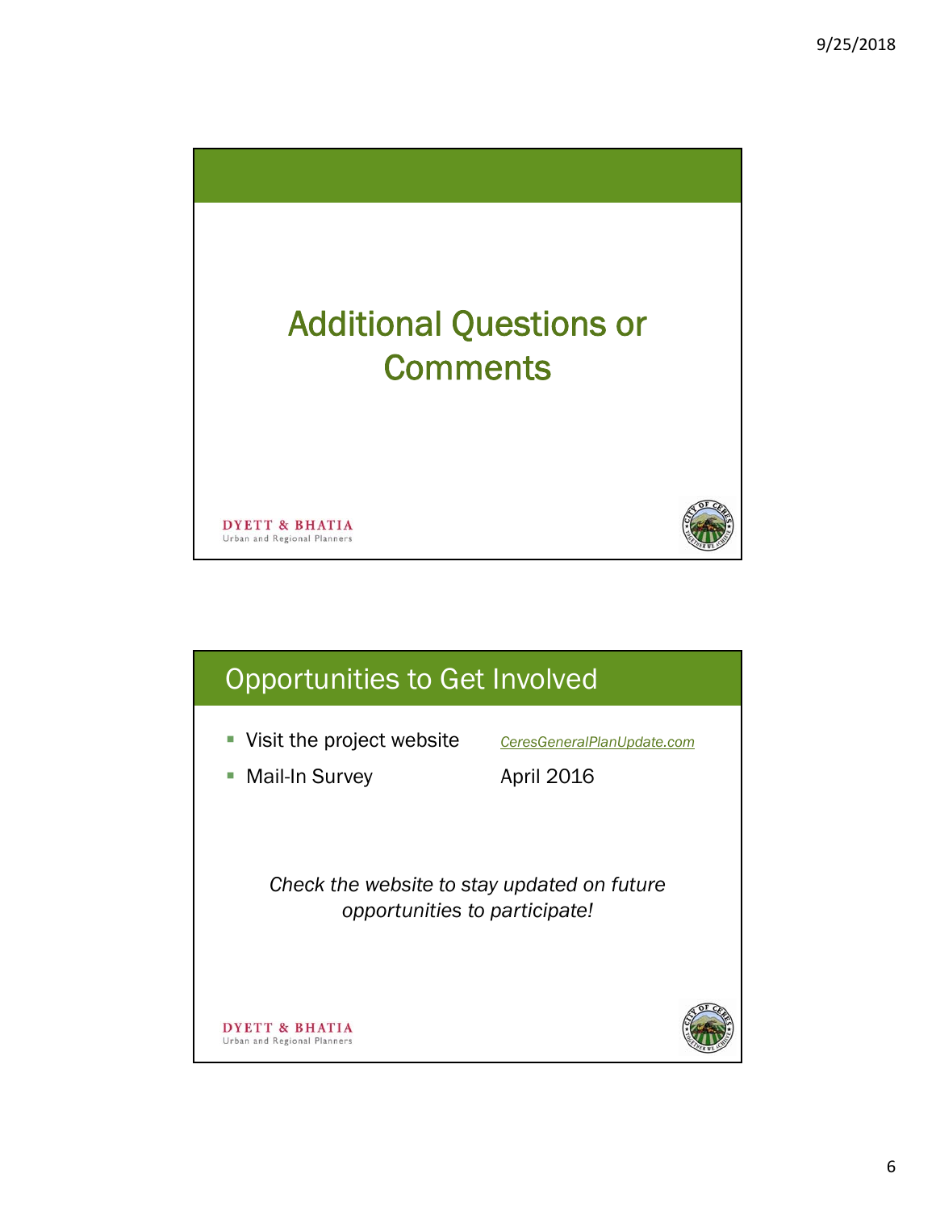# Additional Questions or Comments

DYETT & BHATIA
Urban and Regional Planners

## Opportunities to Get Involved

- Visit the project website — CeresGeneralPlanUpdate.com
- Mail-In Survey — April 2016

*Check the website to stay updated on future opportunities to participate!*

DYETT & BHATIA
Urban and Regional Planners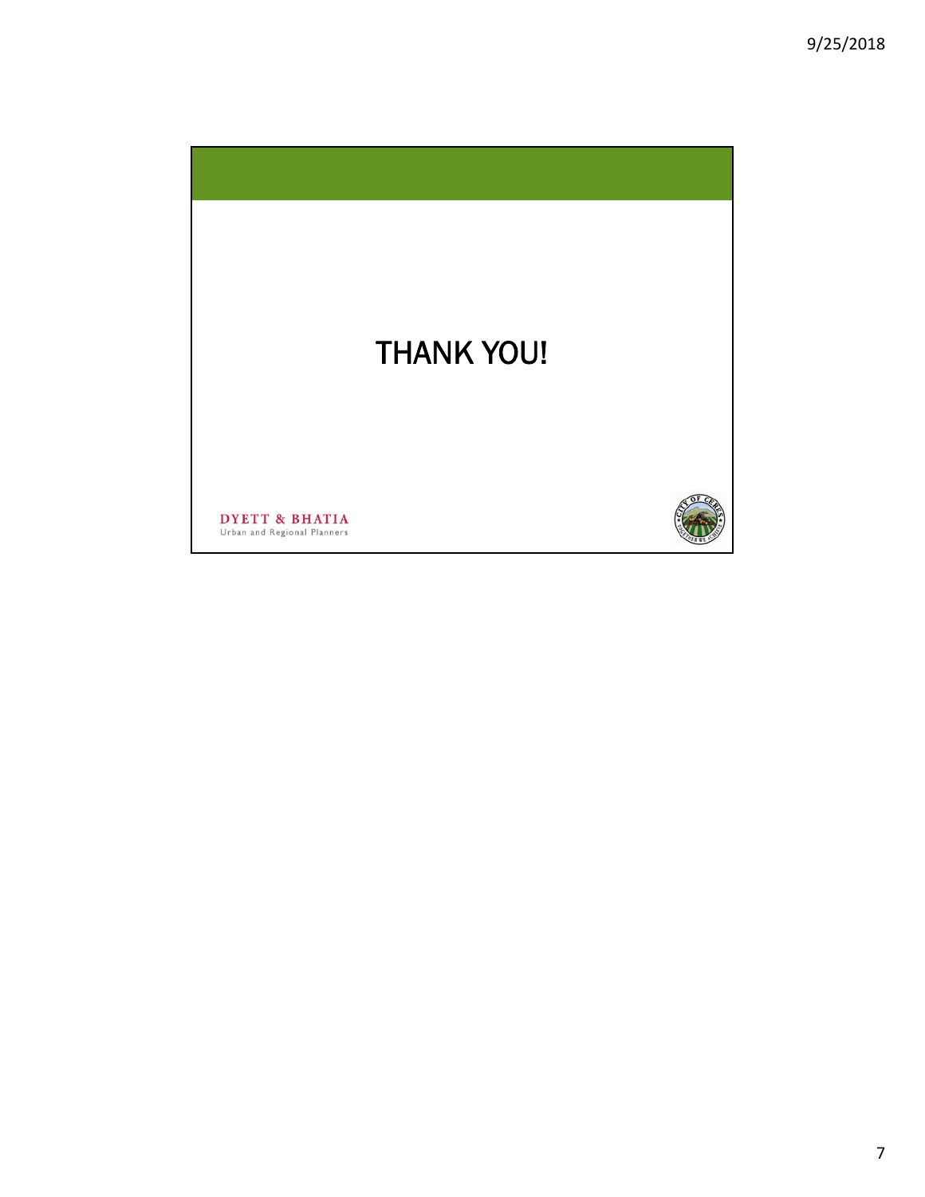# THANK YOU!

DYETT & BHATIA
Urban and Regional Planners